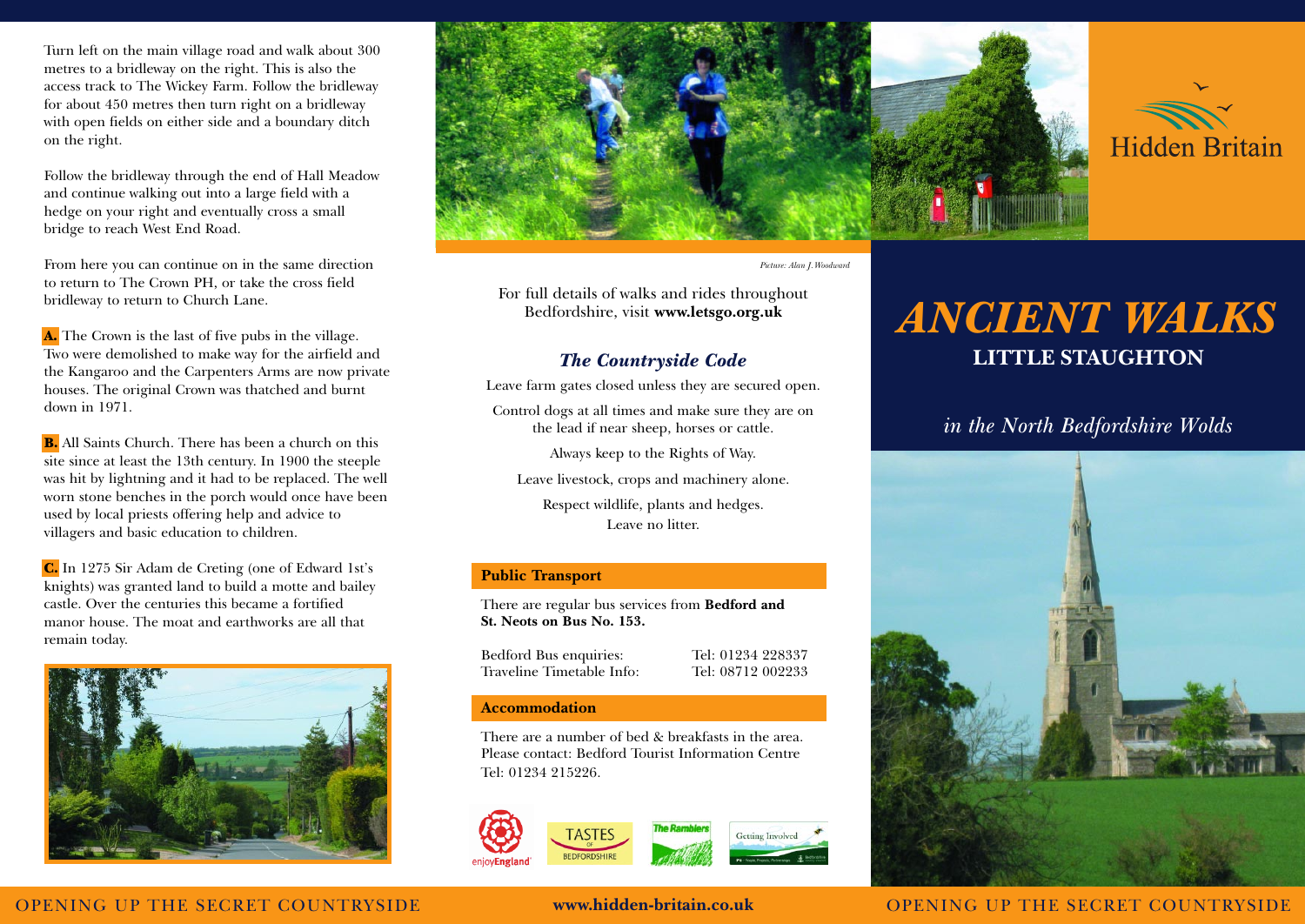Turn left on the main village road and walk about 300 metres to a bridleway on the right. This is also the access track to The Wickey Farm. Follow the bridleway for about 450 metres then turn right on a bridleway with open fields on either side and a boundary ditch on the right.

Follow the bridleway through the end of Hall Meadow and continue walking out into a large field with a hedge on your right and eventually cross a small bridge to reach West End Road.

From here you can continue on in the same direction to return to The Crown PH, or take the cross field bridleway to return to Church Lane.

**A.** The Crown is the last of five pubs in the village. Two were demolished to make way for the airfield and the Kangaroo and the Carpenters Arms are now private houses. The original Crown was thatched and burnt down in 1971.

**B.** All Saints Church. There has been a church on this site since at least the 13th century. In 1900 the steeple was hit by lightning and it had to be replaced. The well worn stone benches in the porch would once have been used by local priests offering help and advice to villagers and basic education to children.

**C.** In 1275 Sir Adam de Creting (one of Edward 1st's knights) was granted land to build a motte and bailey castle. Over the centuries this became a fortified manor house. The moat and earthworks are all that remain today.

*Picture: Alan J. Woodward*

For full details of walks and rides throughout Bedfordshire, visit **www.letsgo.org.uk**

## *The Countryside Code*

Leave farm gates closed unless they are secured open.

Control dogs at all times and make sure they are on the lead if near sheep, horses or cattle.

Always keep to the Rights of Way.

Leave livestock, crops and machinery alone.

Respect wildlife, plants and hedges.

Leave no litter.

### Public Transport

There are regular bus services from **Bedford and St. Neots on Bus No. 153.**

| | |
|---|---|
| Bedford Bus enquiries: | Tel: 01234 228337 |
| Traveline Timetable Info: | Tel: 08712 002233 |

### Accommodation

There are a number of bed & breakfasts in the area. Please contact: Bedford Tourist Information Centre Tel: 01234 215226.

enjoyEngland · TASTES OF BEDFORDSHIRE · The Ramblers · Getting Involved

OPENING UP THE SECRET COUNTRYSIDE

**www.hidden-britain.co.uk**

Hidden Britain

# *ANCIENT WALKS*

## LITTLE STAUGHTON

*in the North Bedfordshire Wolds*

OPENING UP THE SECRET COUNTRYSIDE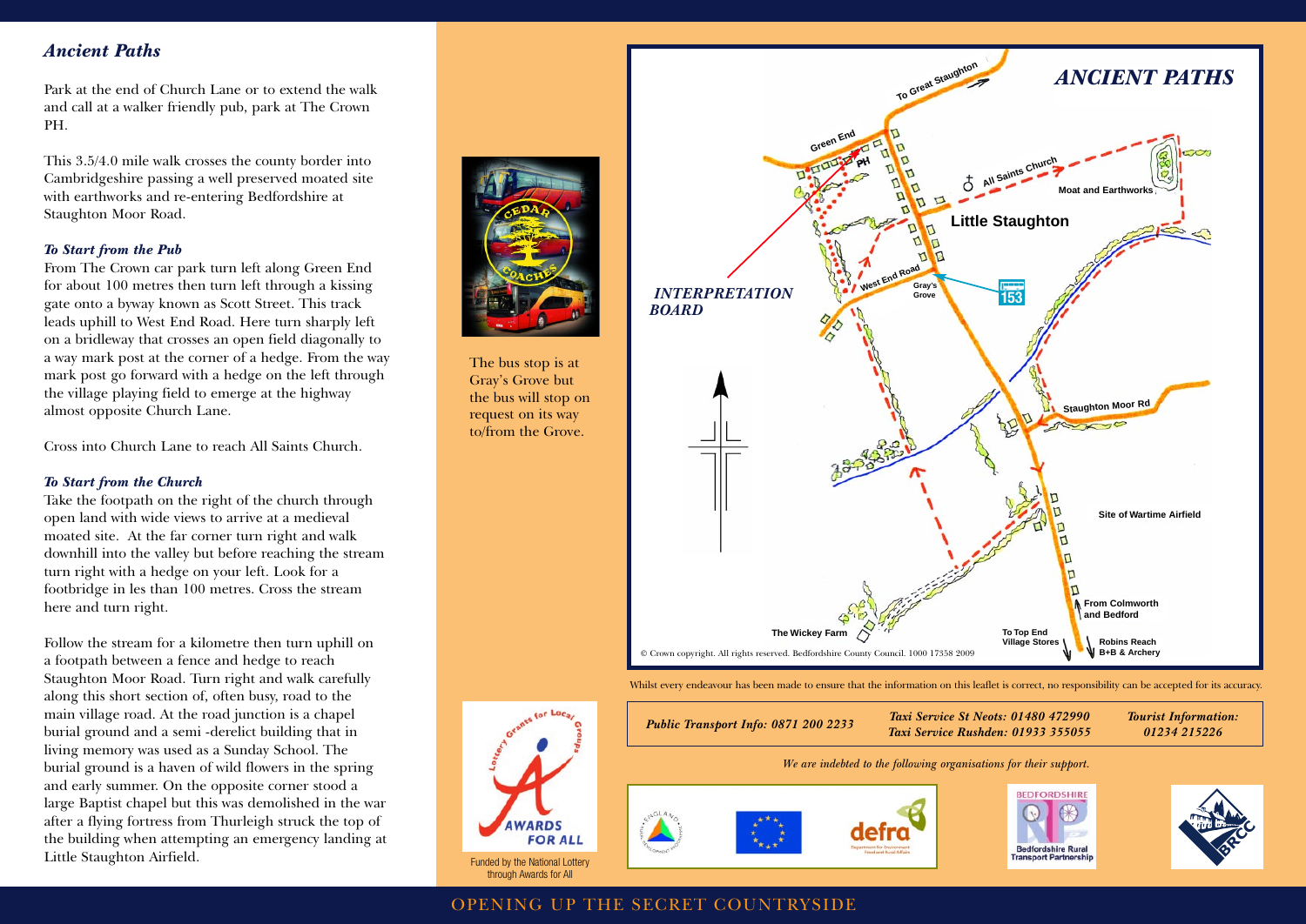## *Ancient Paths*

Park at the end of Church Lane or to extend the walk and call at a walker friendly pub, park at The Crown PH.

This 3.5/4.0 mile walk crosses the county border into Cambridgeshire passing a well preserved moated site with earthworks and re-entering Bedfordshire at Staughton Moor Road.

### *To Start from the Pub*

From The Crown car park turn left along Green End for about 100 metres then turn left through a kissing gate onto a byway known as Scott Street. This track leads uphill to West End Road. Here turn sharply left on a bridleway that crosses an open field diagonally to a way mark post at the corner of a hedge. From the way mark post go forward with a hedge on the left through the village playing field to emerge at the highway almost opposite Church Lane.

Cross into Church Lane to reach All Saints Church.

### *To Start from the Church*

Take the footpath on the right of the church through open land with wide views to arrive at a medieval moated site. At the far corner turn right and walk downhill into the valley but before reaching the stream turn right with a hedge on your left. Look for a footbridge in les than 100 metres. Cross the stream here and turn right.

Follow the stream for a kilometre then turn uphill on a footpath between a fence and hedge to reach Staughton Moor Road. Turn right and walk carefully along this short section of, often busy, road to the main village road. At the road junction is a chapel burial ground and a semi -derelict building that in living memory was used as a Sunday School. The burial ground is a haven of wild flowers in the spring and early summer. On the opposite corner stood a large Baptist chapel but this was demolished in the war after a flying fortress from Thurleigh struck the top of the building when attempting an emergency landing at Little Staughton Airfield.

The bus stop is at Gray's Grove but the bus will stop on request on its way to/from the Grove.

# *ANCIENT PATHS*

To Great Staughton
Green End
PH
All Saints Church
Moat and Earthworks
Little Staughton
West End Road
Gray's Grove
153
*INTERPRETATION BOARD*
Staughton Moor Rd
Site of Wartime Airfield
From Colmworth and Bedford
The Wickey Farm
To Top End Village Stores
Robins Reach B+B & Archery

© Crown copyright. All rights reserved. Bedfordshire County Council. 1000 17358 2009

Whilst every endeavour has been made to ensure that the information on this leaflet is correct, no responsibility can be accepted for its accuracy.

| | | |
|---|---|---|
| *Public Transport Info: 0871 200 2233* | *Taxi Service St Neots: 01480 472990*<br>*Taxi Service Rushden: 01933 355055* | *Tourist Information: 01234 215226* |

Funded by the National Lottery through Awards for All

*We are indebted to the following organisations for their support.*

Bedfordshire Rural Transport Partnership

OPENING UP THE SECRET COUNTRYSIDE